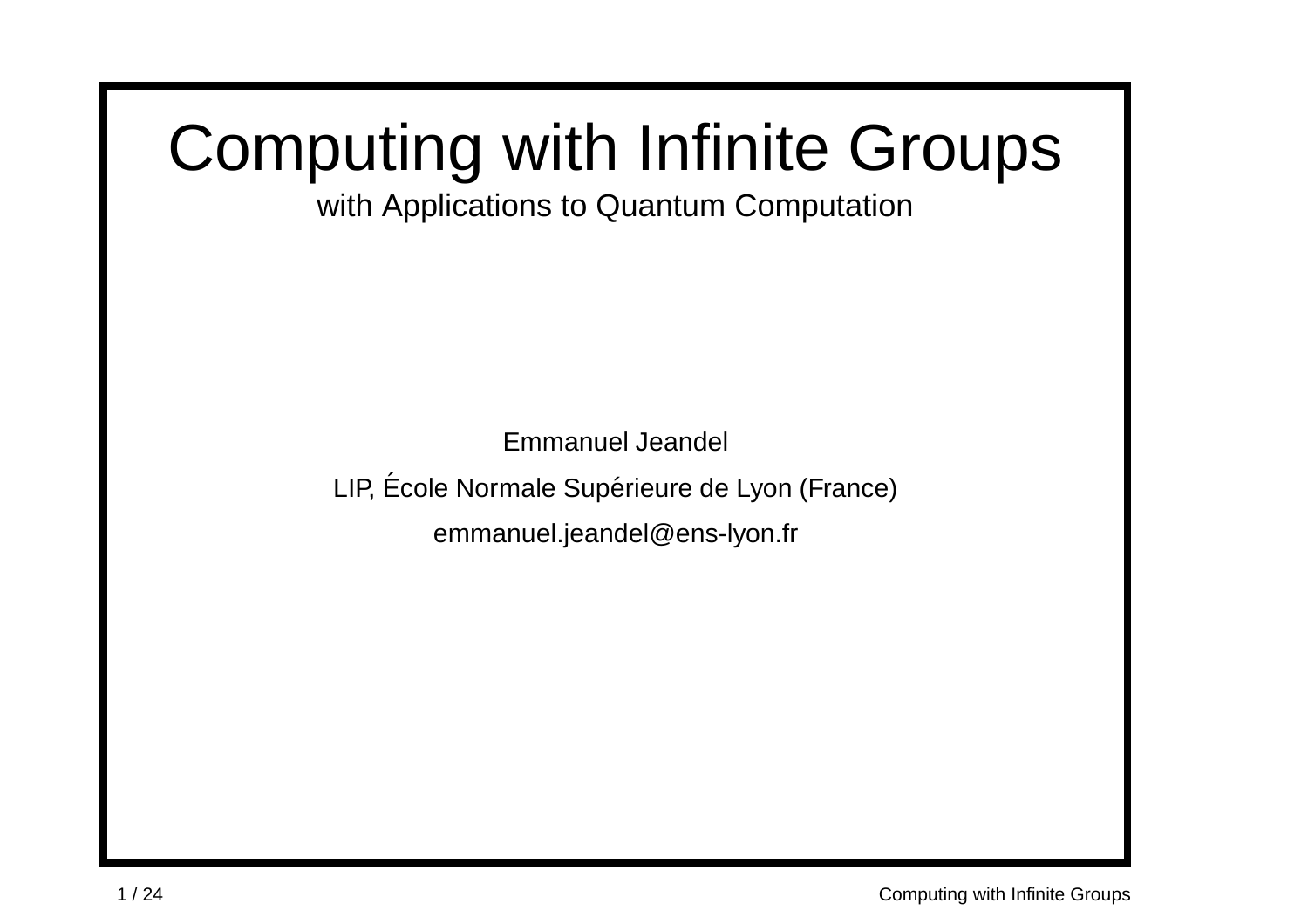# Computing with Infinite Groups

with Applications to Quantum Computation

Emmanuel Jeandel

LIP, École Normale Supérieure de Lyon (France)

emmanuel.jeandel@ens-lyon.fr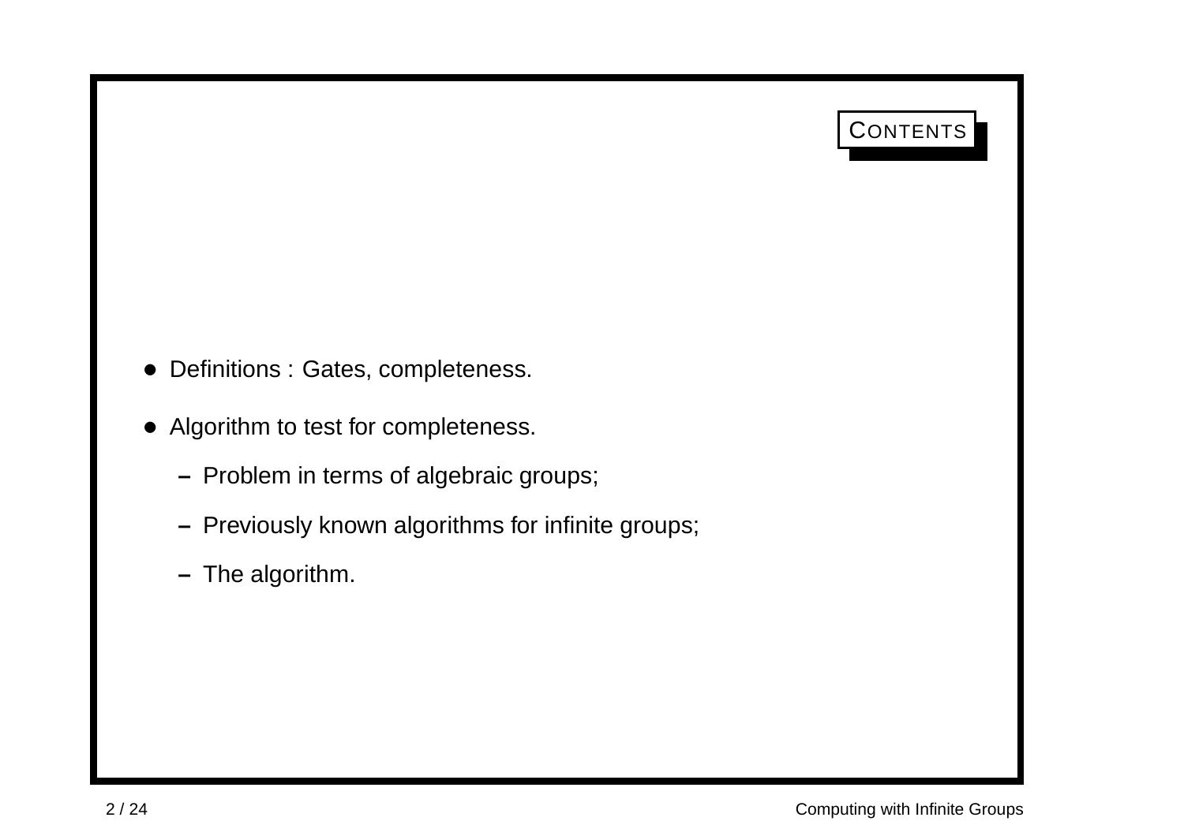## CONTENTS

- Definitions : Gates, completeness.
- Algorithm to test for completeness.
  - Problem in terms of algebraic groups;
  - Previously known algorithms for infinite groups;
  - The algorithm.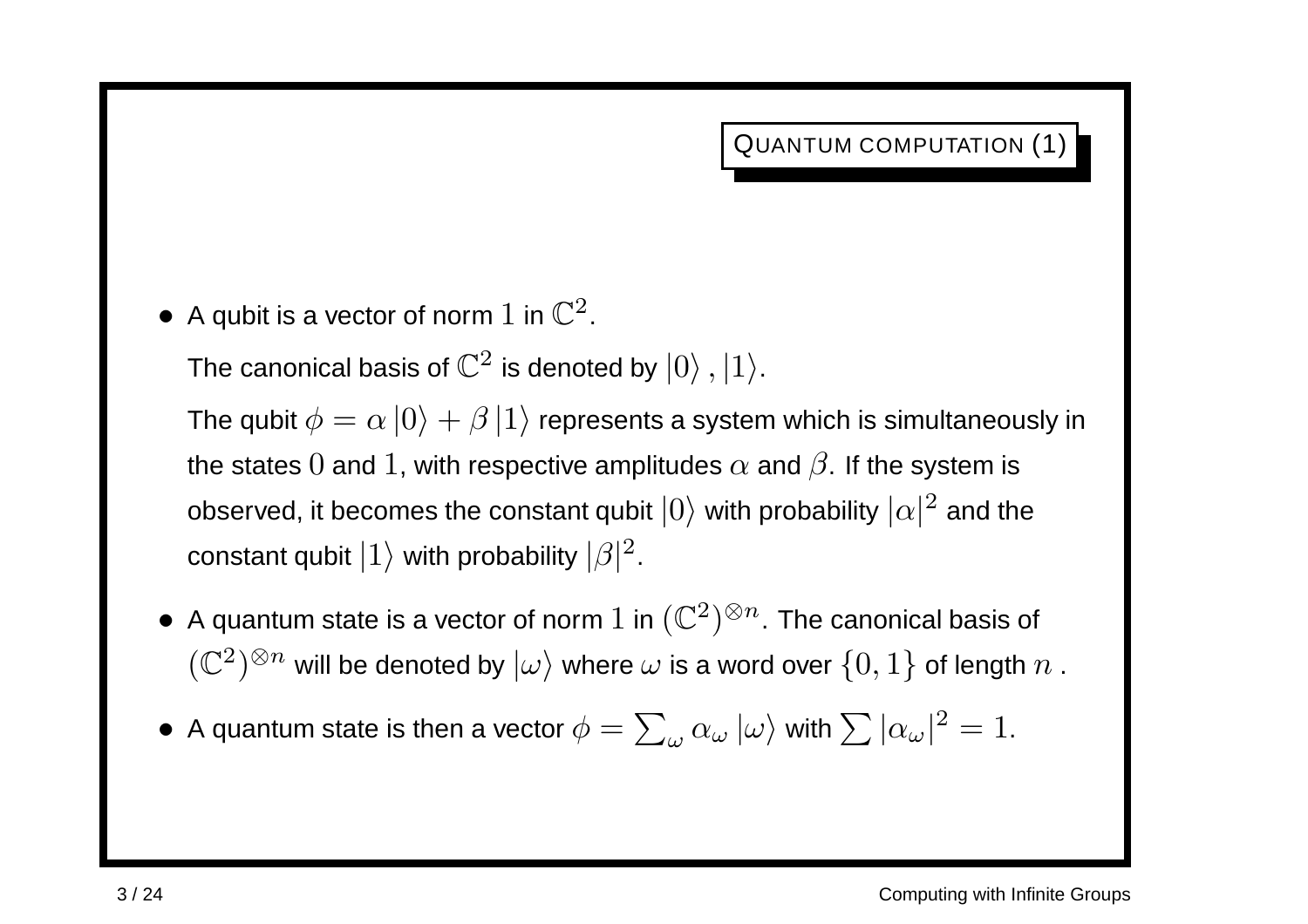## Quantum computation (1)

- A qubit is a vector of norm $1$ in $\mathbb{C}^2$.

  The canonical basis of $\mathbb{C}^2$ is denoted by $|0\rangle, |1\rangle$.

  The qubit $\phi = \alpha|0\rangle + \beta|1\rangle$ represents a system which is simultaneously in the states $0$ and $1$, with respective amplitudes $\alpha$ and $\beta$. If the system is observed, it becomes the constant qubit $|0\rangle$ with probability $|\alpha|^2$ and the constant qubit $|1\rangle$ with probability $|\beta|^2$.

- A quantum state is a vector of norm $1$ in $(\mathbb{C}^2)^{\otimes n}$. The canonical basis of $(\mathbb{C}^2)^{\otimes n}$ will be denoted by $|\omega\rangle$ where $\omega$ is a word over $\{0, 1\}$ of length $n$ .

- A quantum state is then a vector $\phi = \sum_\omega \alpha_\omega |\omega\rangle$ with $\sum |\alpha_\omega|^2 = 1$.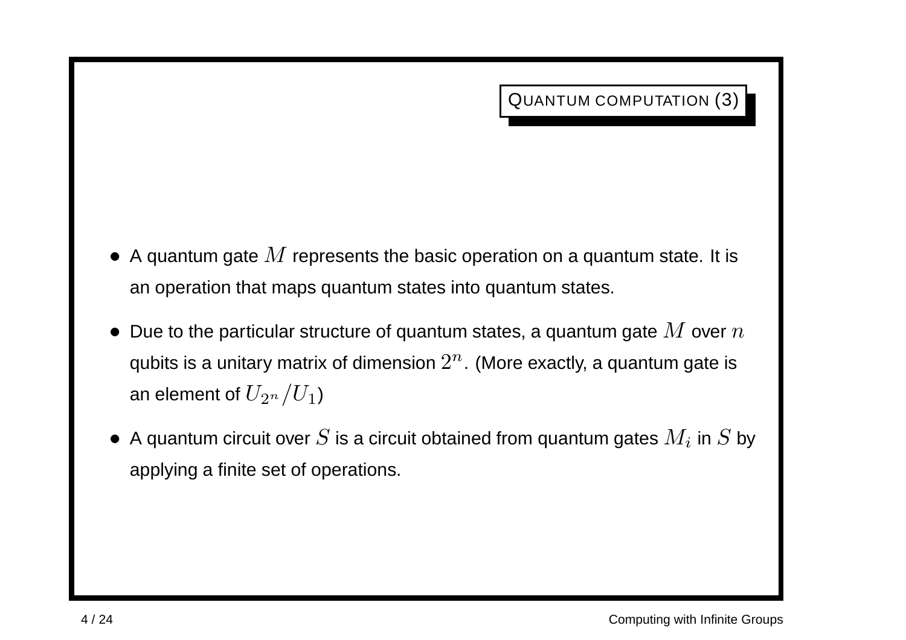## Quantum computation (3)

- A quantum gate $M$ represents the basic operation on a quantum state. It is an operation that maps quantum states into quantum states.
- Due to the particular structure of quantum states, a quantum gate $M$ over $n$ qubits is a unitary matrix of dimension $2^n$. (More exactly, a quantum gate is an element of $U_{2^n}/U_1$)
- A quantum circuit over $S$ is a circuit obtained from quantum gates $M_i$ in $S$ by applying a finite set of operations.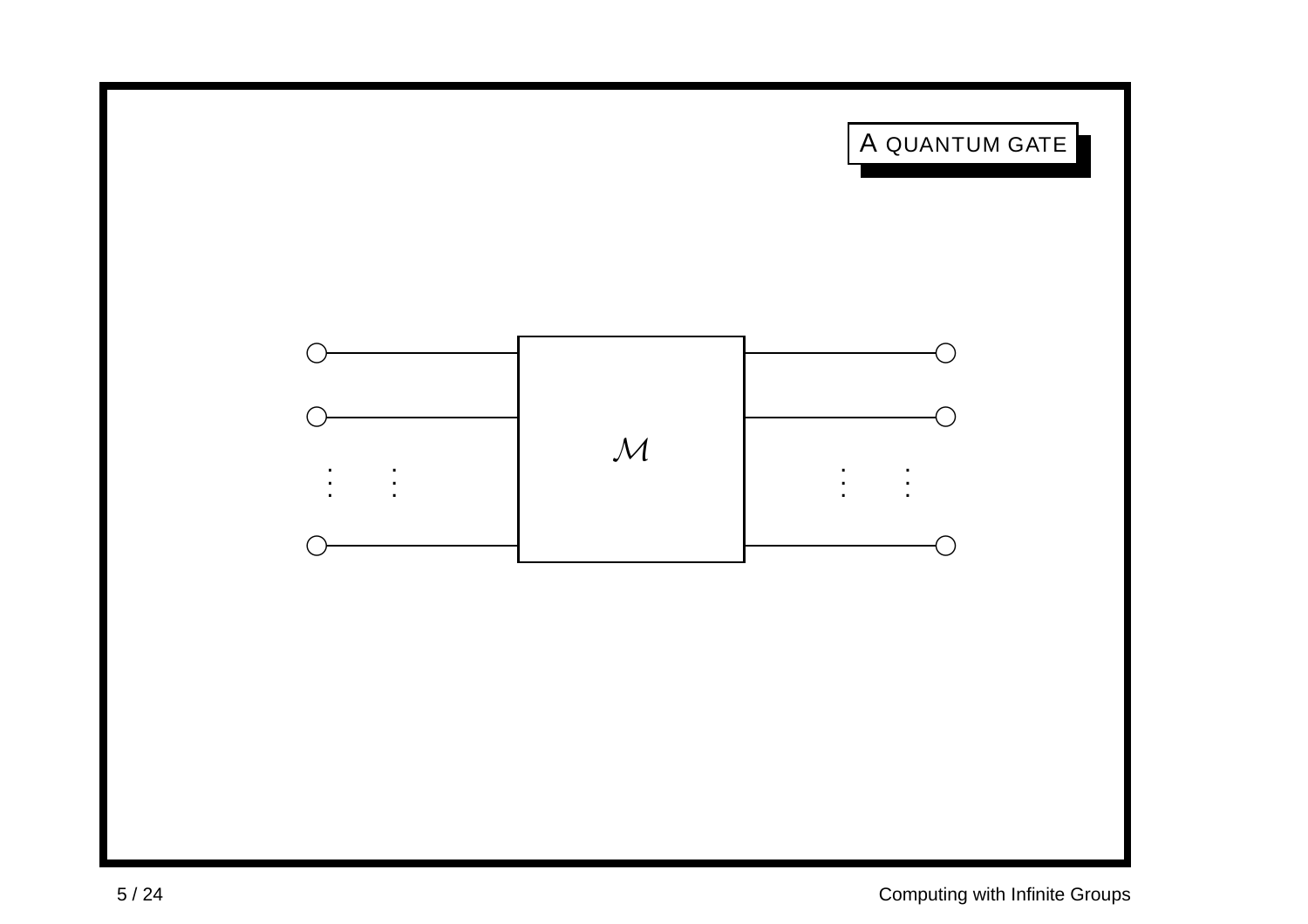## A quantum gate

$\mathcal{M}$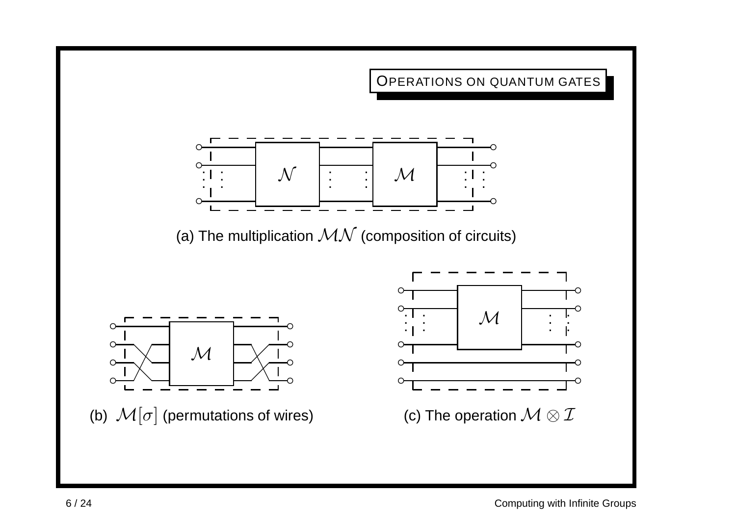## Operations on quantum gates

(a) The multiplication $\mathcal{M}\mathcal{N}$ (composition of circuits)

(b) $\mathcal{M}[\sigma]$ (permutations of wires)

(c) The operation $\mathcal{M} \otimes \mathcal{I}$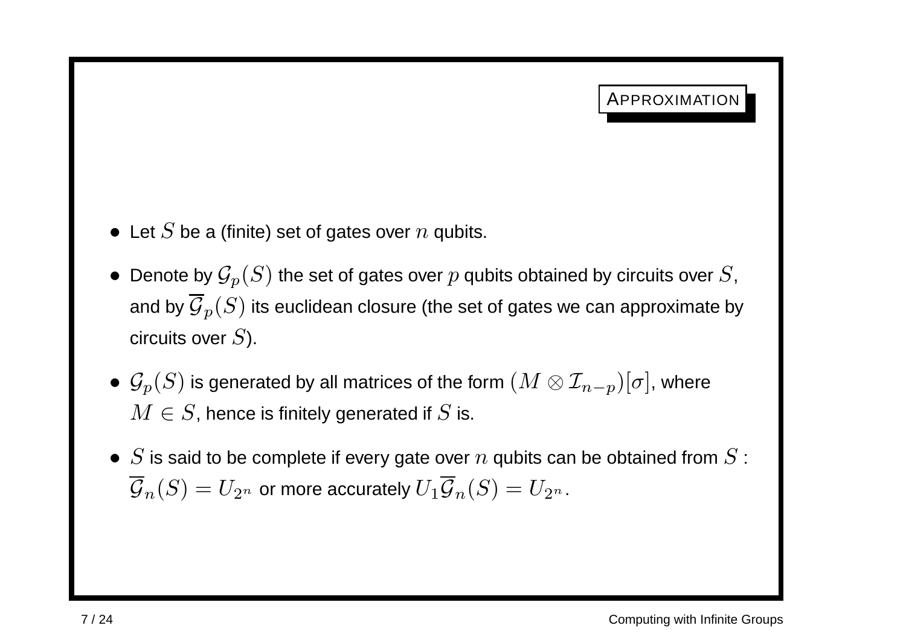# Approximation

- Let $S$ be a (finite) set of gates over $n$ qubits.
- Denote by $\mathcal{G}_p(S)$ the set of gates over $p$ qubits obtained by circuits over $S$, and by $\overline{\mathcal{G}}_p(S)$ its euclidean closure (the set of gates we can approximate by circuits over $S$).
- $\mathcal{G}_p(S)$ is generated by all matrices of the form $(M \otimes \mathcal{I}_{n-p})[\sigma]$, where $M \in S$, hence is finitely generated if $S$ is.
- $S$ is said to be complete if every gate over $n$ qubits can be obtained from $S$ : $\overline{\mathcal{G}}_n(S) = U_{2^n}$ or more accurately $U_1 \overline{\mathcal{G}}_n(S) = U_{2^n}$.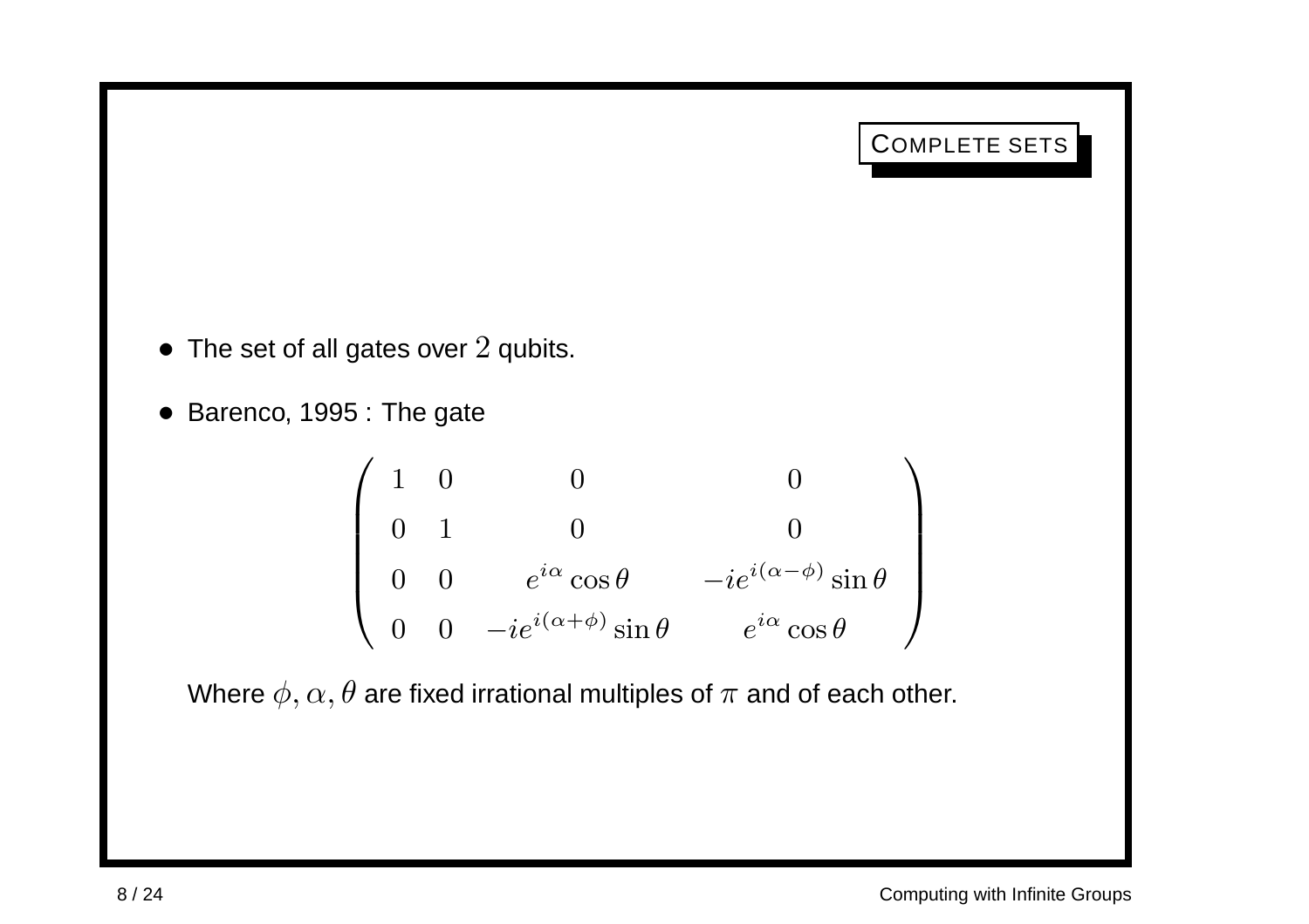## Complete sets

- The set of all gates over $2$ qubits.
- Barenco, 1995 : The gate

$$\begin{pmatrix} 1 & 0 & 0 & 0 \\ 0 & 1 & 0 & 0 \\ 0 & 0 & e^{i\alpha}\cos\theta & -ie^{i(\alpha-\phi)}\sin\theta \\ 0 & 0 & -ie^{i(\alpha+\phi)}\sin\theta & e^{i\alpha}\cos\theta \end{pmatrix}$$

  Where $\phi, \alpha, \theta$ are fixed irrational multiples of $\pi$ and of each other.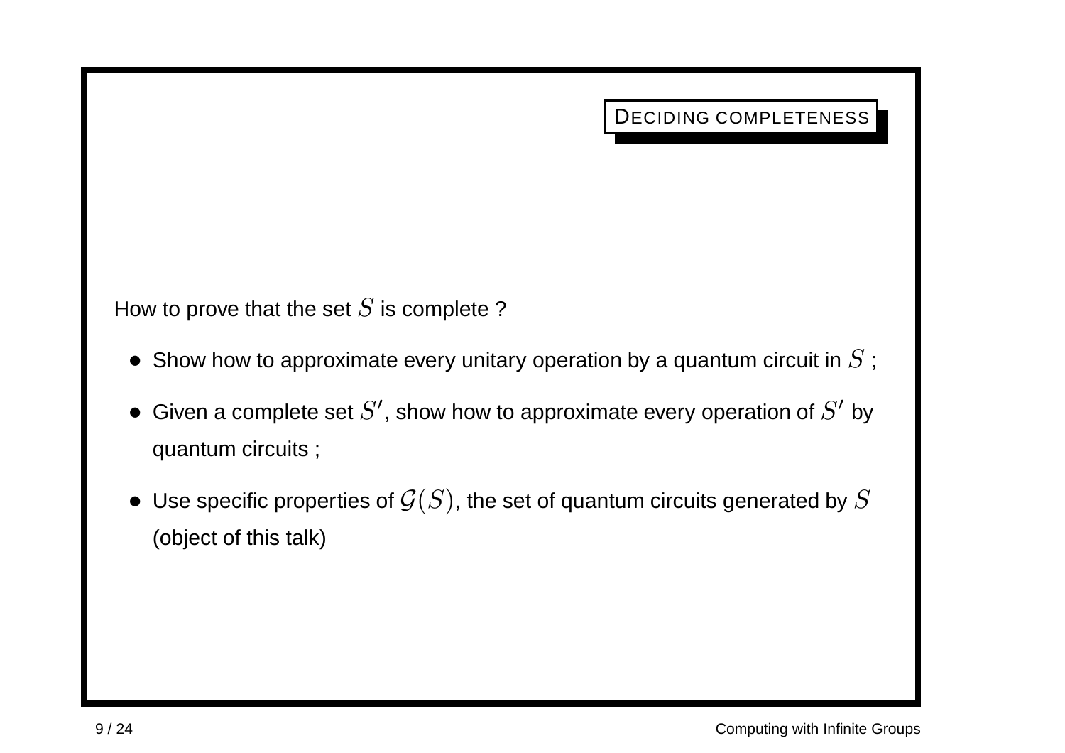## Deciding completeness

How to prove that the set $S$ is complete ?

- Show how to approximate every unitary operation by a quantum circuit in $S$ ;
- Given a complete set $S'$, show how to approximate every operation of $S'$ by quantum circuits ;
- Use specific properties of $\mathcal{G}(S)$, the set of quantum circuits generated by $S$ (object of this talk)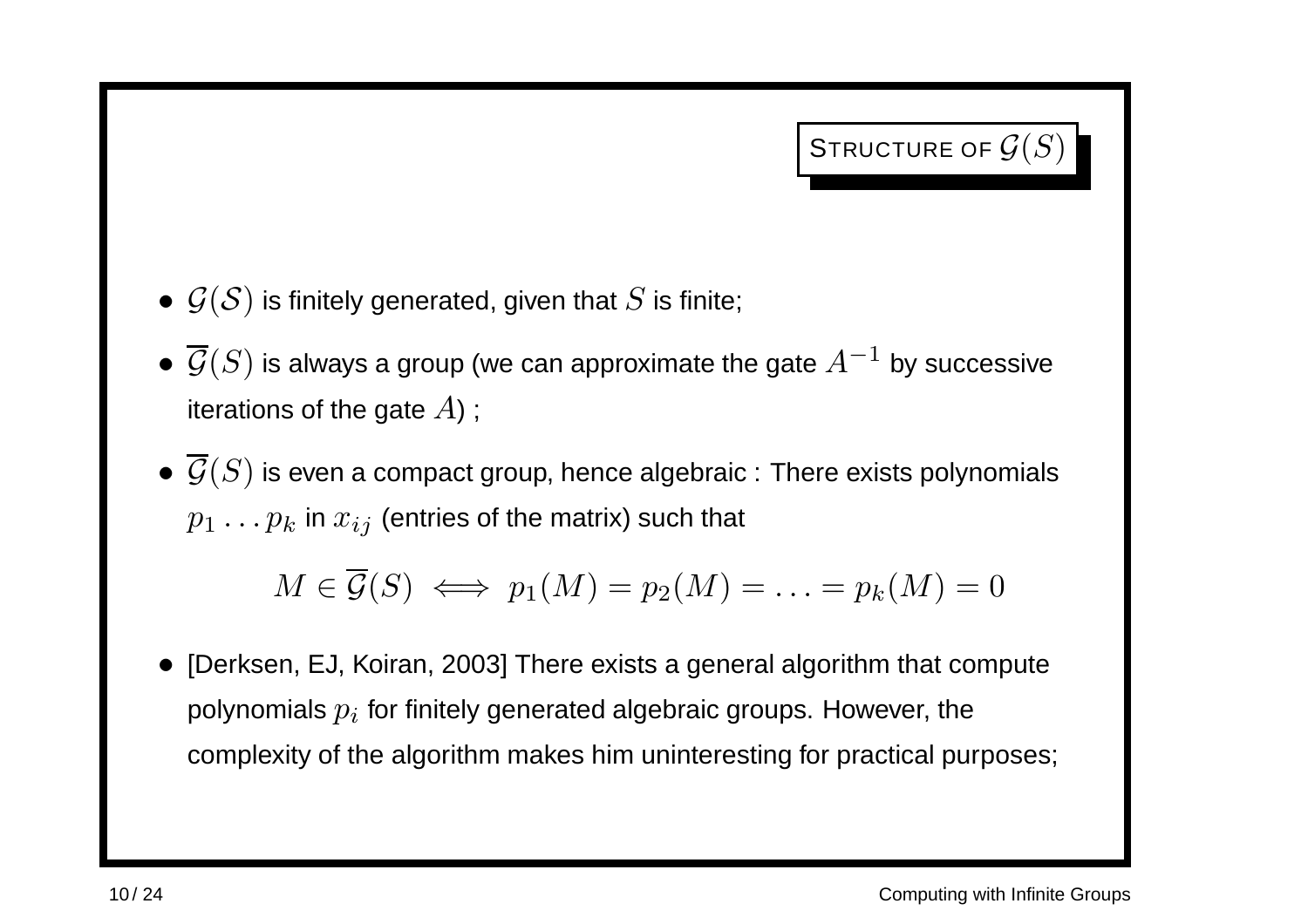## Structure of $\mathcal{G}(S)$

- $\mathcal{G}(\mathcal{S})$ is finitely generated, given that $S$ is finite;
- $\overline{\mathcal{G}}(S)$ is always a group (we can approximate the gate $A^{-1}$ by successive iterations of the gate $A$) ;
- $\overline{\mathcal{G}}(S)$ is even a compact group, hence algebraic : There exists polynomials $p_1 \ldots p_k$ in $x_{ij}$ (entries of the matrix) such that

$$M \in \overline{\mathcal{G}}(S) \iff p_1(M) = p_2(M) = \ldots = p_k(M) = 0$$

- [Derksen, EJ, Koiran, 2003] There exists a general algorithm that compute polynomials $p_i$ for finitely generated algebraic groups. However, the complexity of the algorithm makes him uninteresting for practical purposes;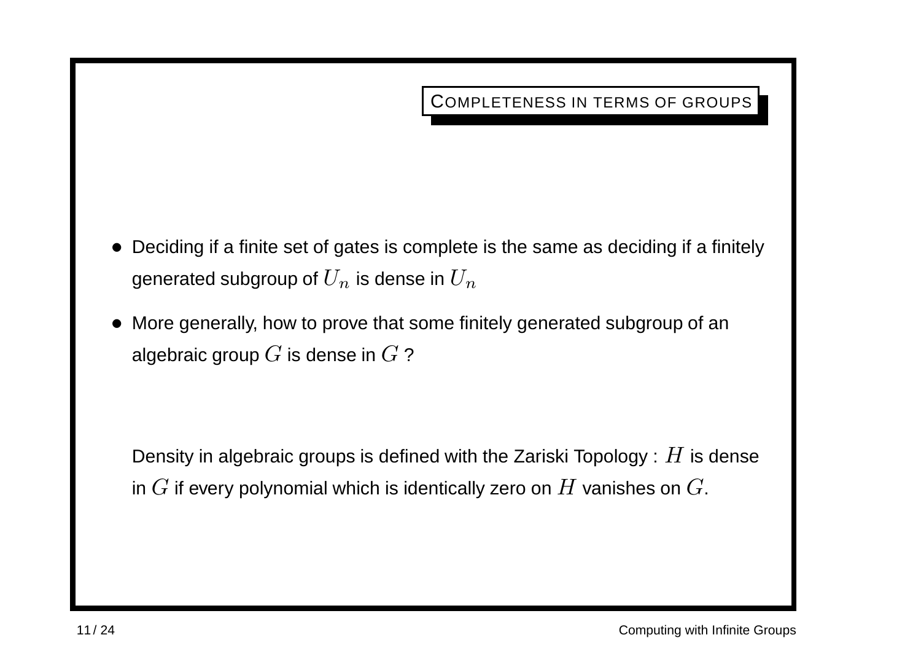## Completeness in terms of groups

- Deciding if a finite set of gates is complete is the same as deciding if a finitely generated subgroup of $U_n$ is dense in $U_n$
- More generally, how to prove that some finitely generated subgroup of an algebraic group $G$ is dense in $G$ ?

Density in algebraic groups is defined with the Zariski Topology : $H$ is dense in $G$ if every polynomial which is identically zero on $H$ vanishes on $G$.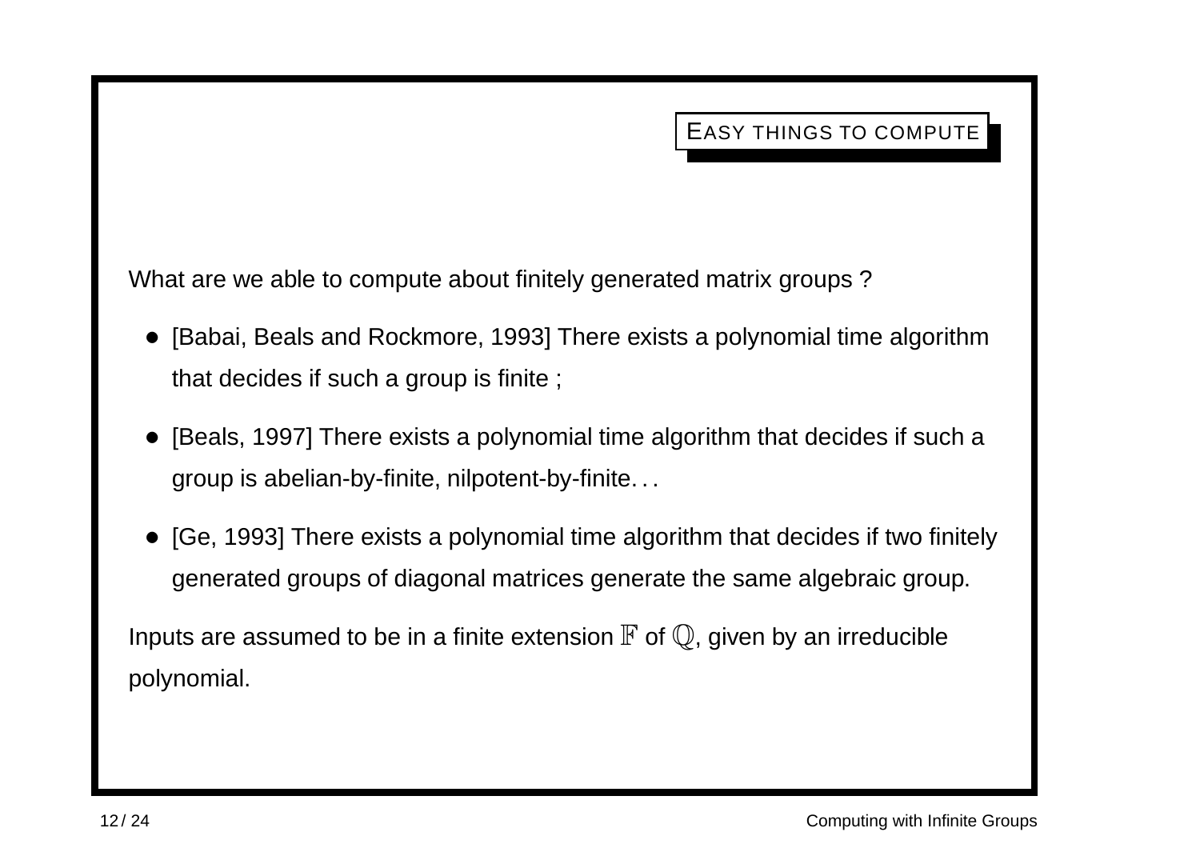## EASY THINGS TO COMPUTE

What are we able to compute about finitely generated matrix groups ?

- [Babai, Beals and Rockmore, 1993] There exists a polynomial time algorithm that decides if such a group is finite ;
- [Beals, 1997] There exists a polynomial time algorithm that decides if such a group is abelian-by-finite, nilpotent-by-finite. . .
- [Ge, 1993] There exists a polynomial time algorithm that decides if two finitely generated groups of diagonal matrices generate the same algebraic group.

Inputs are assumed to be in a finite extension $\mathbb{F}$ of $\mathbb{Q}$, given by an irreducible polynomial.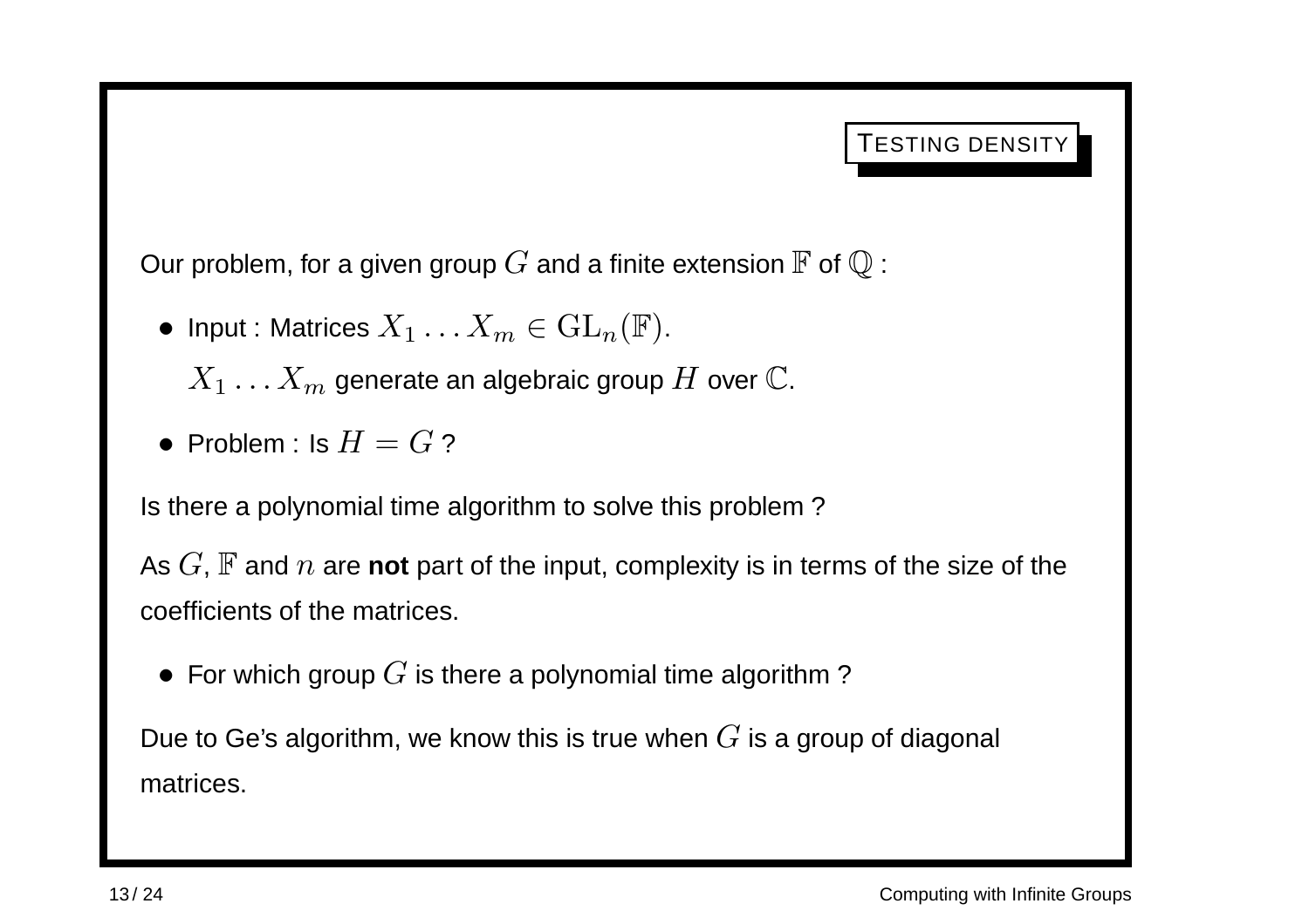## Testing density

Our problem, for a given group $G$ and a finite extension $\mathbb{F}$ of $\mathbb{Q}$ :

- Input : Matrices $X_1 \dots X_m \in \mathrm{GL}_n(\mathbb{F})$.

  $X_1 \dots X_m$ generate an algebraic group $H$ over $\mathbb{C}$.

- Problem : Is $H = G$ ?

Is there a polynomial time algorithm to solve this problem ?

As $G$, $\mathbb{F}$ and $n$ are **not** part of the input, complexity is in terms of the size of the coefficients of the matrices.

- For which group $G$ is there a polynomial time algorithm ?

Due to Ge's algorithm, we know this is true when $G$ is a group of diagonal matrices.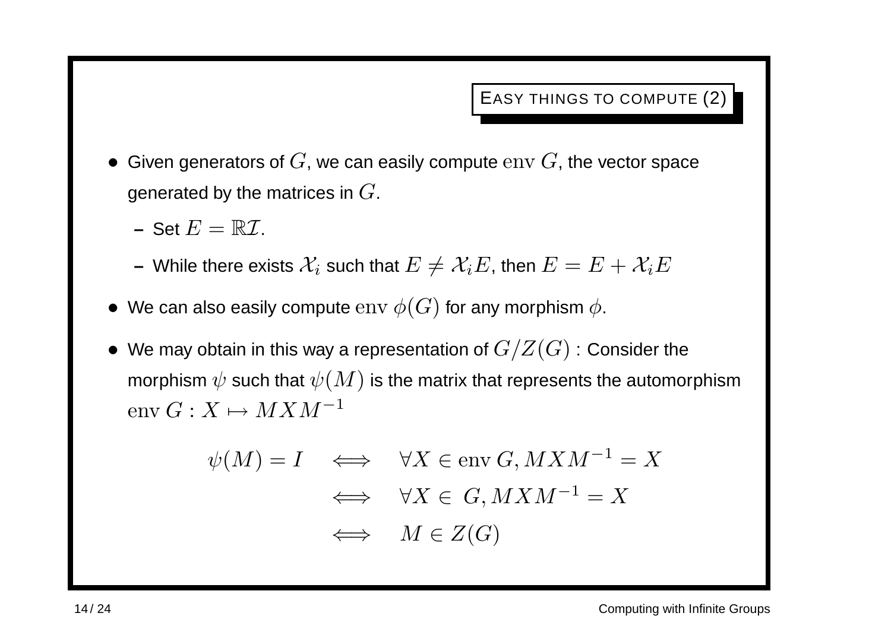## Easy things to compute (2)

- Given generators of $G$, we can easily compute $\operatorname{env} G$, the vector space generated by the matrices in $G$.
  - Set $E = \mathbb{R}\mathcal{I}$.
  - While there exists $\mathcal{X}_i$ such that $E \neq \mathcal{X}_i E$, then $E = E + \mathcal{X}_i E$
- We can also easily compute $\operatorname{env} \phi(G)$ for any morphism $\phi$.
- We may obtain in this way a representation of $G/Z(G)$ : Consider the morphism $\psi$ such that $\psi(M)$ is the matrix that represents the automorphism $\operatorname{env} G : X \mapsto MXM^{-1}$

$$
\begin{aligned}
\psi(M) = I \quad & \iff \quad \forall X \in \operatorname{env} G, MXM^{-1} = X \\
& \iff \quad \forall X \in \ G, MXM^{-1} = X \\
& \iff \quad M \in Z(G)
\end{aligned}
$$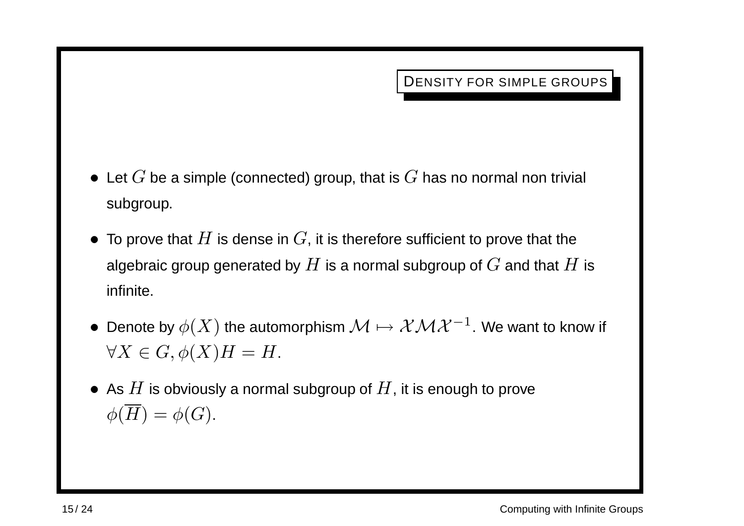## Density for simple groups

- Let $G$ be a simple (connected) group, that is $G$ has no normal non trivial subgroup.
- To prove that $H$ is dense in $G$, it is therefore sufficient to prove that the algebraic group generated by $H$ is a normal subgroup of $G$ and that $H$ is infinite.
- Denote by $\phi(X)$ the automorphism $\mathcal{M} \mapsto \mathcal{X}\mathcal{M}\mathcal{X}^{-1}$. We want to know if $\forall X \in G, \phi(X)H = H$.
- As $H$ is obviously a normal subgroup of $H$, it is enough to prove $\phi(\overline{H}) = \phi(G)$.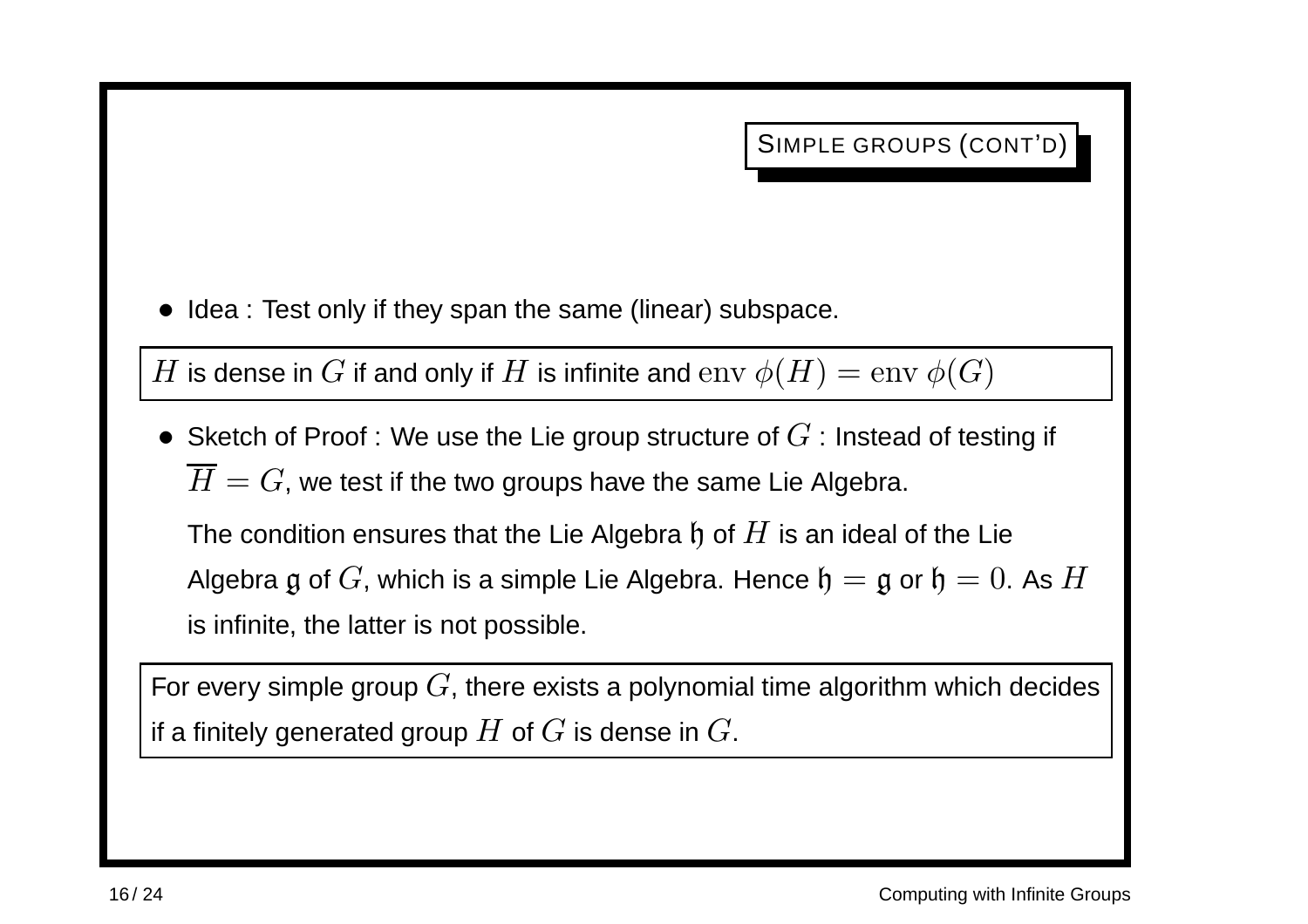## Simple groups (cont'd)

- Idea : Test only if they span the same (linear) subspace.

> $H$ is dense in $G$ if and only if $H$ is infinite and $\mathrm{env}\ \phi(H) = \mathrm{env}\ \phi(G)$

- Sketch of Proof : We use the Lie group structure of $G$ : Instead of testing if $\overline{H} = G$, we test if the two groups have the same Lie Algebra.

  The condition ensures that the Lie Algebra $\mathfrak{h}$ of $H$ is an ideal of the Lie Algebra $\mathfrak{g}$ of $G$, which is a simple Lie Algebra. Hence $\mathfrak{h} = \mathfrak{g}$ or $\mathfrak{h} = 0$. As $H$ is infinite, the latter is not possible.

> For every simple group $G$, there exists a polynomial time algorithm which decides if a finitely generated group $H$ of $G$ is dense in $G$.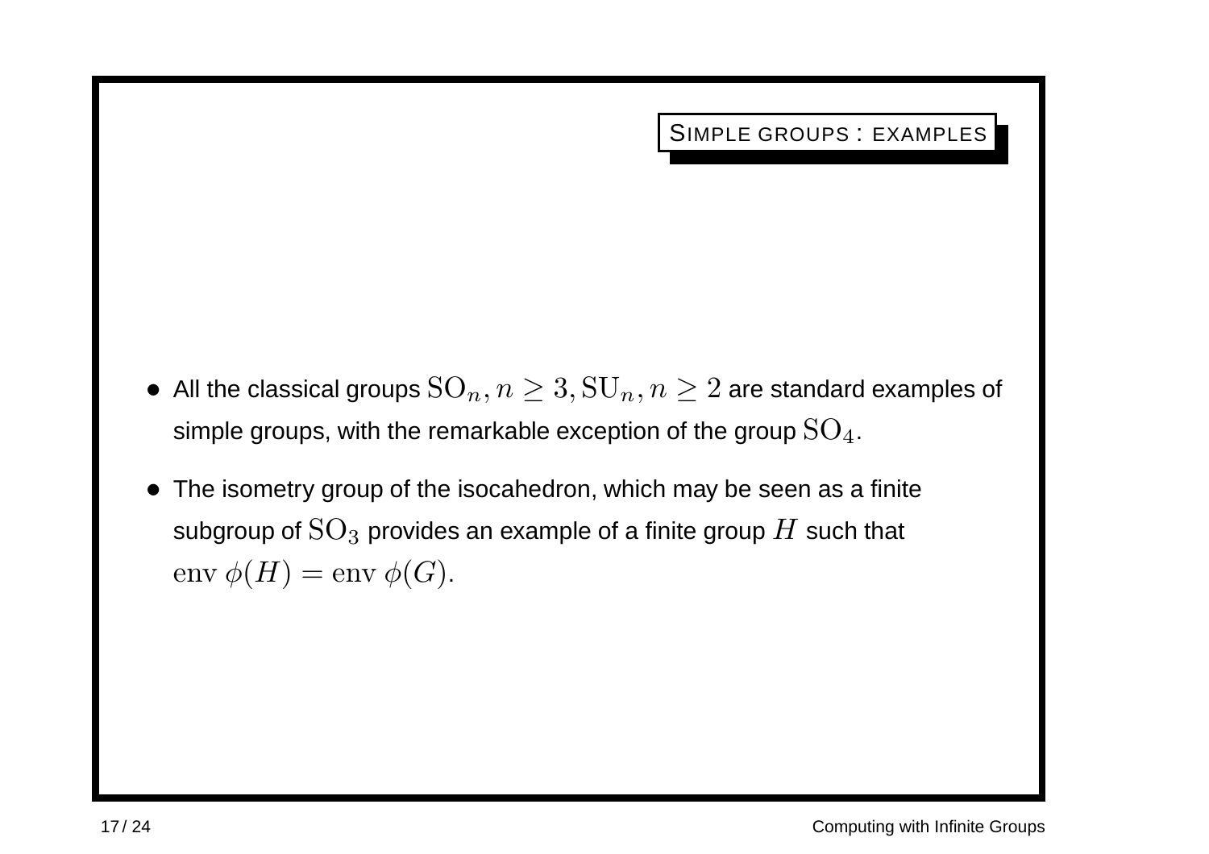## Simple groups : examples

- All the classical groups $\mathrm{SO}_n, n \geq 3, \mathrm{SU}_n, n \geq 2$ are standard examples of simple groups, with the remarkable exception of the group $\mathrm{SO}_4$.
- The isometry group of the isocahedron, which may be seen as a finite subgroup of $\mathrm{SO}_3$ provides an example of a finite group $H$ such that $\mathrm{env}\ \phi(H) = \mathrm{env}\ \phi(G)$.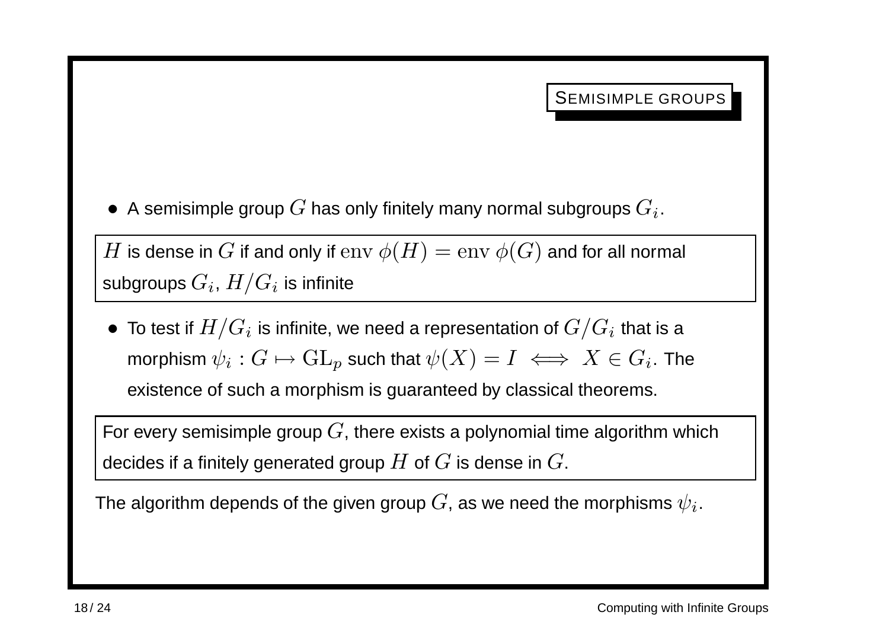## Semisimple groups

- A semisimple group $G$ has only finitely many normal subgroups $G_i$.

> $H$ is dense in $G$ if and only if $\mathrm{env}\ \phi(H) = \mathrm{env}\ \phi(G)$ and for all normal subgroups $G_i$, $H/G_i$ is infinite

- To test if $H/G_i$ is infinite, we need a representation of $G/G_i$ that is a morphism $\psi_i : G \mapsto \mathrm{GL}_p$ such that $\psi(X) = I \iff X \in G_i$. The existence of such a morphism is guaranteed by classical theorems.

> For every semisimple group $G$, there exists a polynomial time algorithm which decides if a finitely generated group $H$ of $G$ is dense in $G$.

The algorithm depends of the given group $G$, as we need the morphisms $\psi_i$.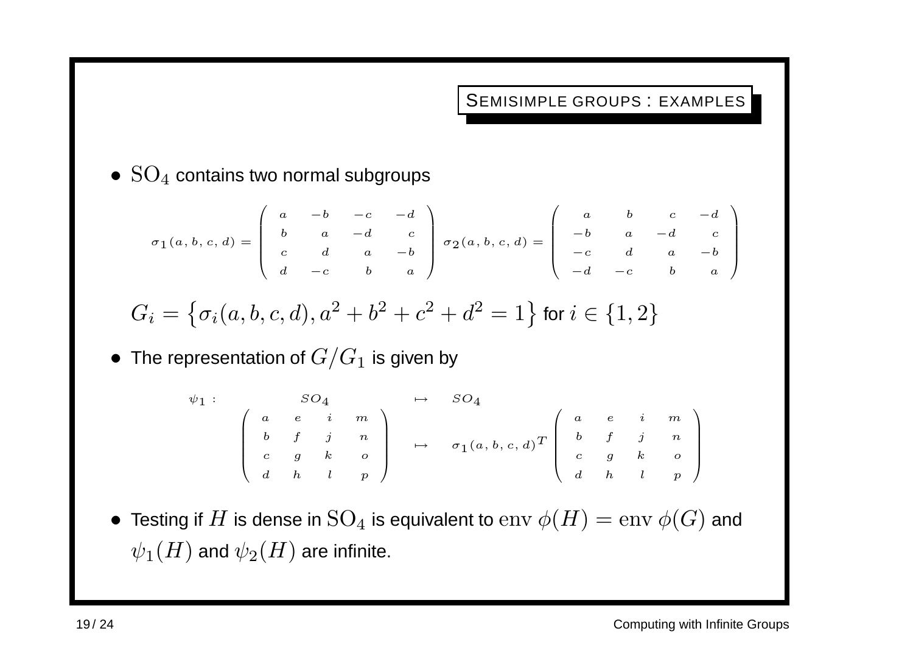## Semisimple groups : examples

- $\mathrm{SO}_4$ contains two normal subgroups

$$\sigma_1(a,b,c,d) = \begin{pmatrix} a & -b & -c & -d \\ b & a & -d & c \\ c & d & a & -b \\ d & -c & b & a \end{pmatrix} \quad \sigma_2(a,b,c,d) = \begin{pmatrix} a & b & c & -d \\ -b & a & -d & c \\ -c & d & a & -b \\ -d & -c & b & a \end{pmatrix}$$

$$G_i = \left\{ \sigma_i(a,b,c,d), a^2+b^2+c^2+d^2 = 1 \right\} \text{ for } i \in \{1,2\}$$

- The representation of $G/G_1$ is given by

$$\begin{array}{llll} \psi_1 : & SO_4 & \mapsto & SO_4 \\ & \begin{pmatrix} a & e & i & m \\ b & f & j & n \\ c & g & k & o \\ d & h & l & p \end{pmatrix} & \mapsto & \sigma_1(a,b,c,d)^T \begin{pmatrix} a & e & i & m \\ b & f & j & n \\ c & g & k & o \\ d & h & l & p \end{pmatrix} \end{array}$$

- Testing if $H$ is dense in $\mathrm{SO}_4$ is equivalent to $\mathrm{env}\ \phi(H) = \mathrm{env}\ \phi(G)$ and $\psi_1(H)$ and $\psi_2(H)$ are infinite.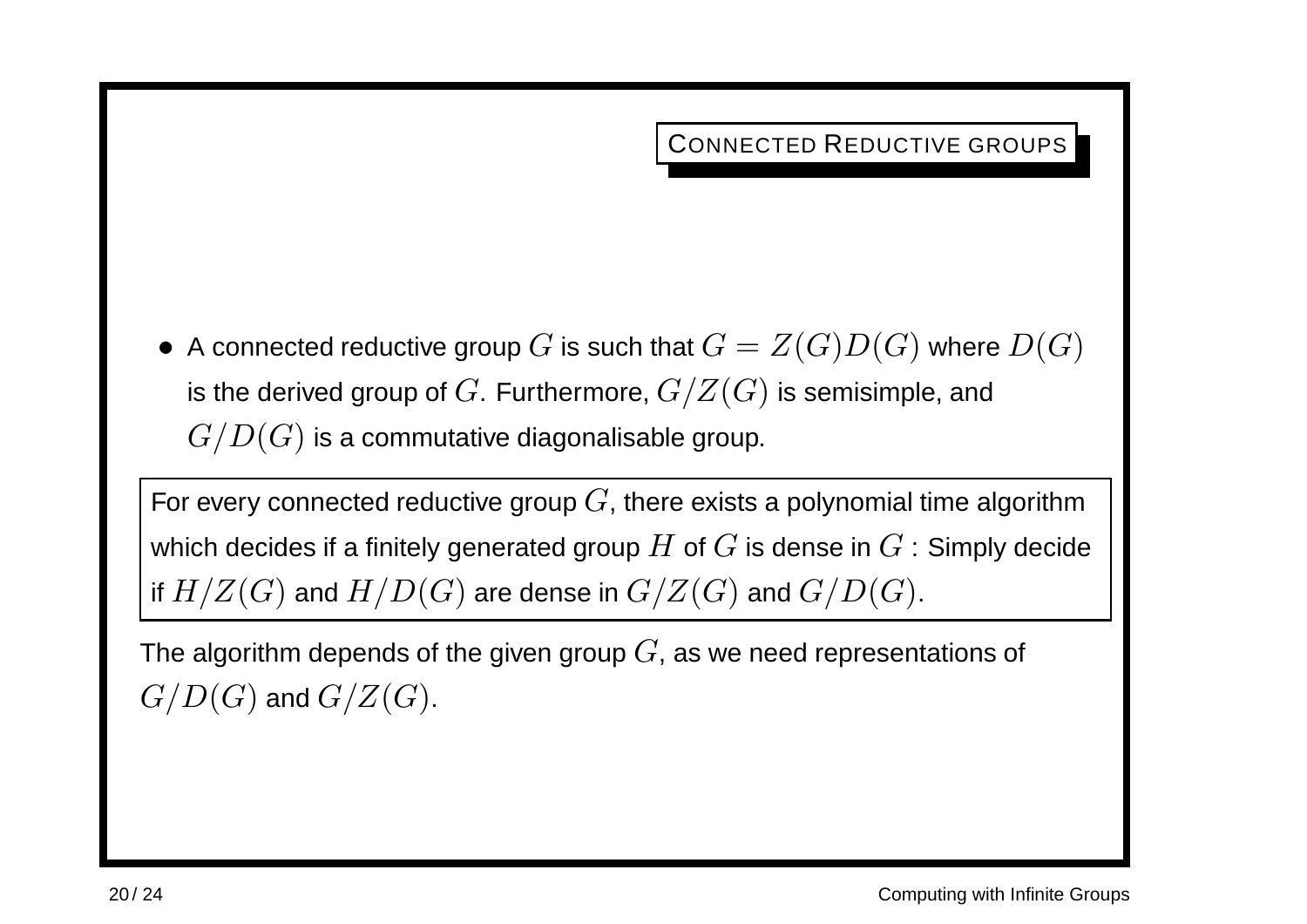## Connected Reductive groups

- A connected reductive group $G$ is such that $G = Z(G)D(G)$ where $D(G)$ is the derived group of $G$. Furthermore, $G/Z(G)$ is semisimple, and $G/D(G)$ is a commutative diagonalisable group.

For every connected reductive group $G$, there exists a polynomial time algorithm which decides if a finitely generated group $H$ of $G$ is dense in $G$ : Simply decide if $H/Z(G)$ and $H/D(G)$ are dense in $G/Z(G)$ and $G/D(G)$.

The algorithm depends of the given group $G$, as we need representations of $G/D(G)$ and $G/Z(G)$.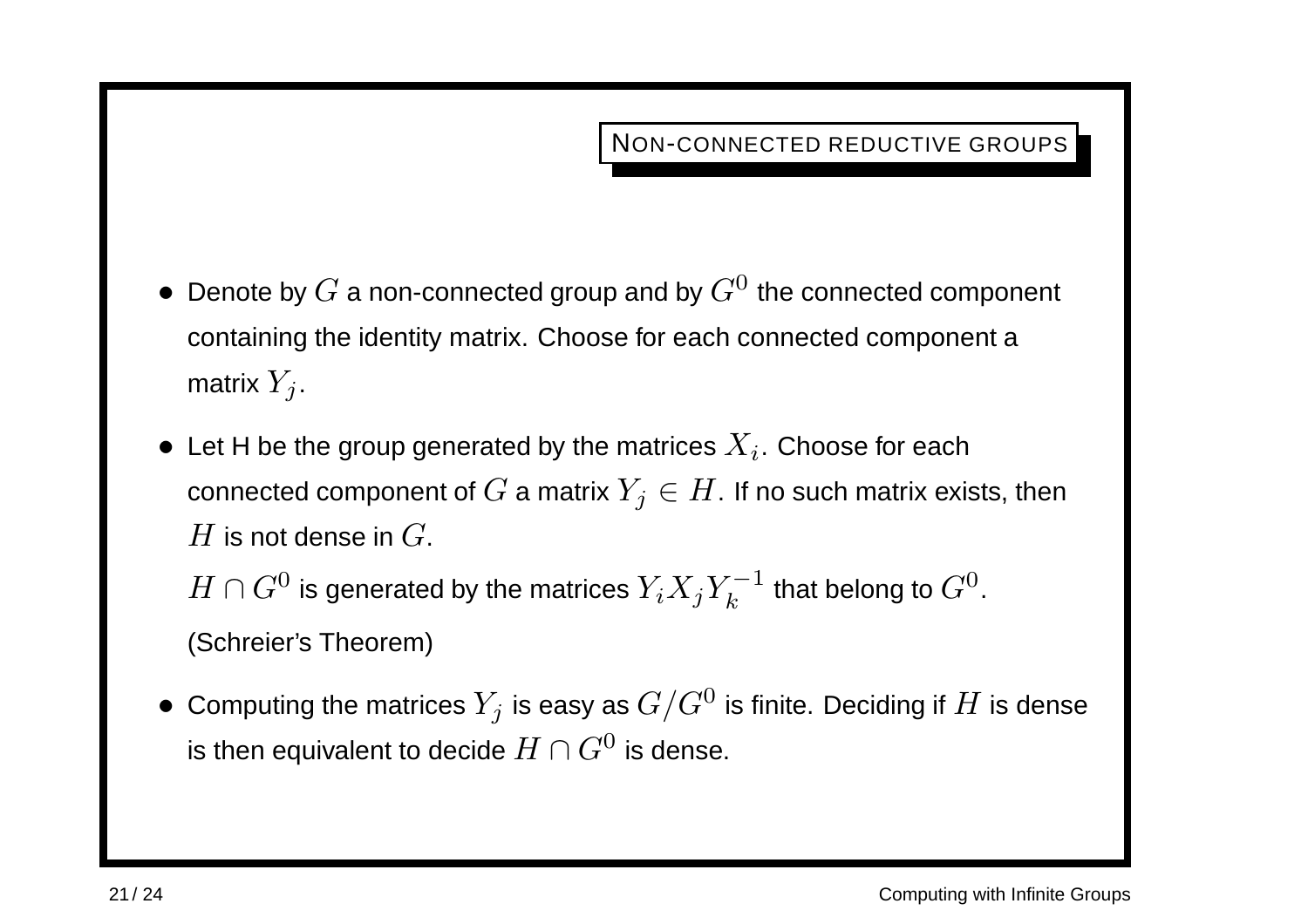## Non-connected reductive groups

- Denote by $G$ a non-connected group and by $G^0$ the connected component containing the identity matrix. Choose for each connected component a matrix $Y_j$.
- Let H be the group generated by the matrices $X_i$. Choose for each connected component of $G$ a matrix $Y_j \in H$. If no such matrix exists, then $H$ is not dense in $G$.

  $H \cap G^0$ is generated by the matrices $Y_i X_j Y_k^{-1}$ that belong to $G^0$.

  (Schreier's Theorem)
- Computing the matrices $Y_j$ is easy as $G/G^0$ is finite. Deciding if $H$ is dense is then equivalent to decide $H \cap G^0$ is dense.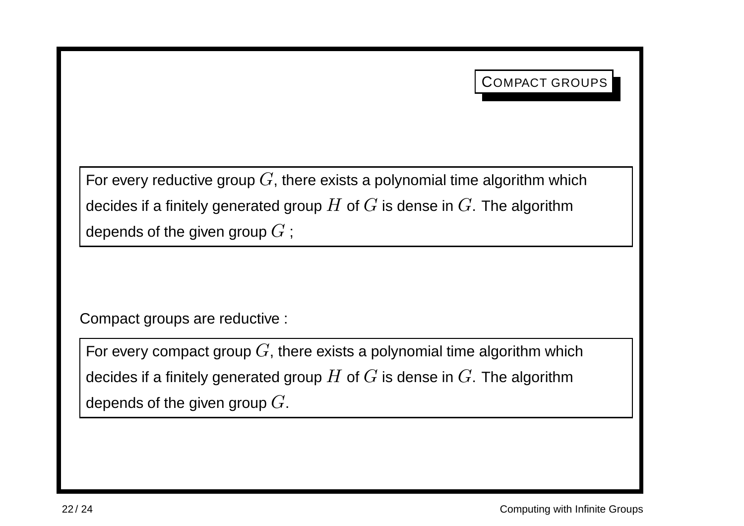## Compact groups

> For every reductive group $G$, there exists a polynomial time algorithm which decides if a finitely generated group $H$ of $G$ is dense in $G$. The algorithm depends of the given group $G$ ;

Compact groups are reductive :

> For every compact group $G$, there exists a polynomial time algorithm which decides if a finitely generated group $H$ of $G$ is dense in $G$. The algorithm depends of the given group $G$.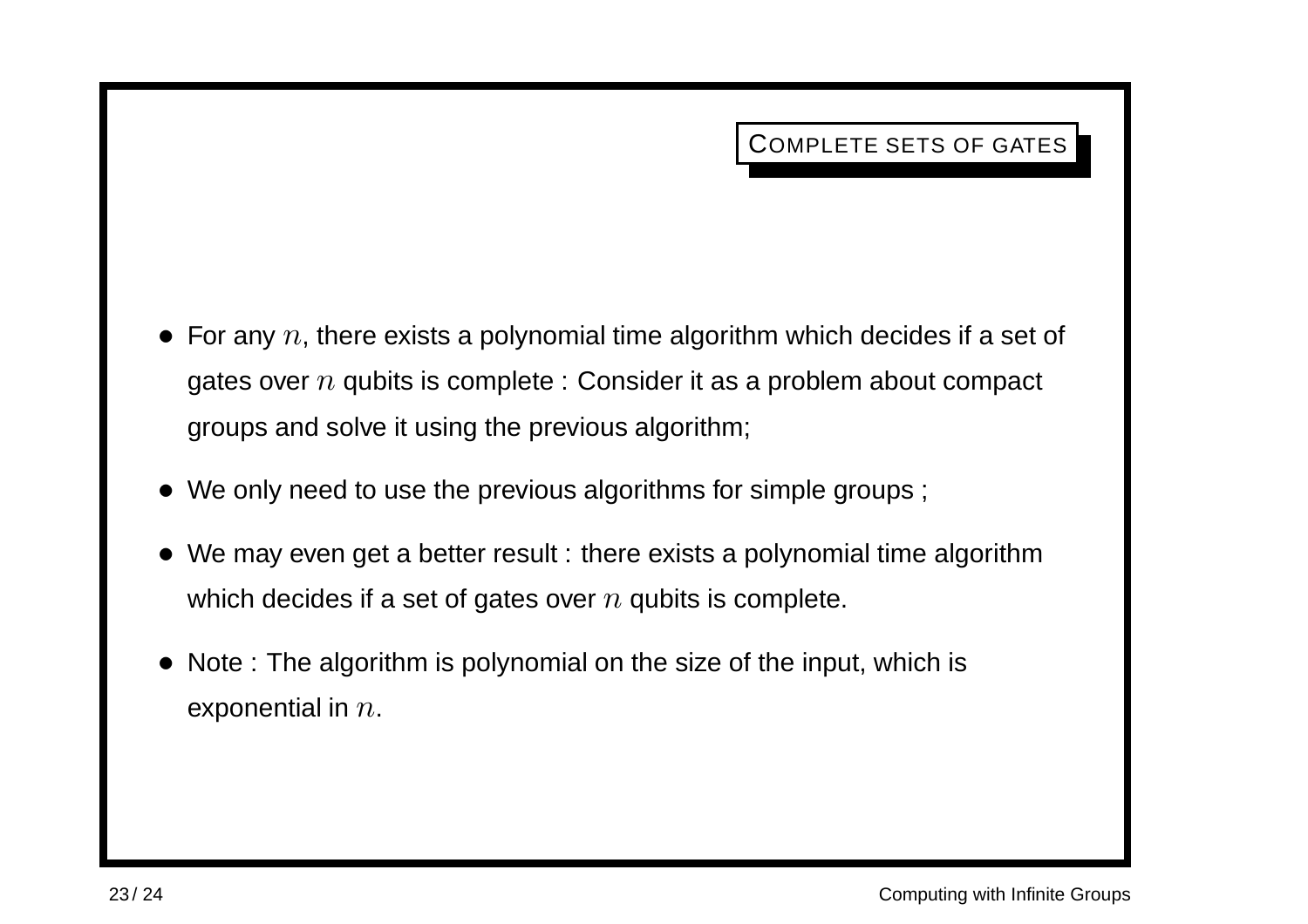## Complete sets of gates

- For any $n$, there exists a polynomial time algorithm which decides if a set of gates over $n$ qubits is complete : Consider it as a problem about compact groups and solve it using the previous algorithm;
- We only need to use the previous algorithms for simple groups ;
- We may even get a better result : there exists a polynomial time algorithm which decides if a set of gates over $n$ qubits is complete.
- Note : The algorithm is polynomial on the size of the input, which is exponential in $n$.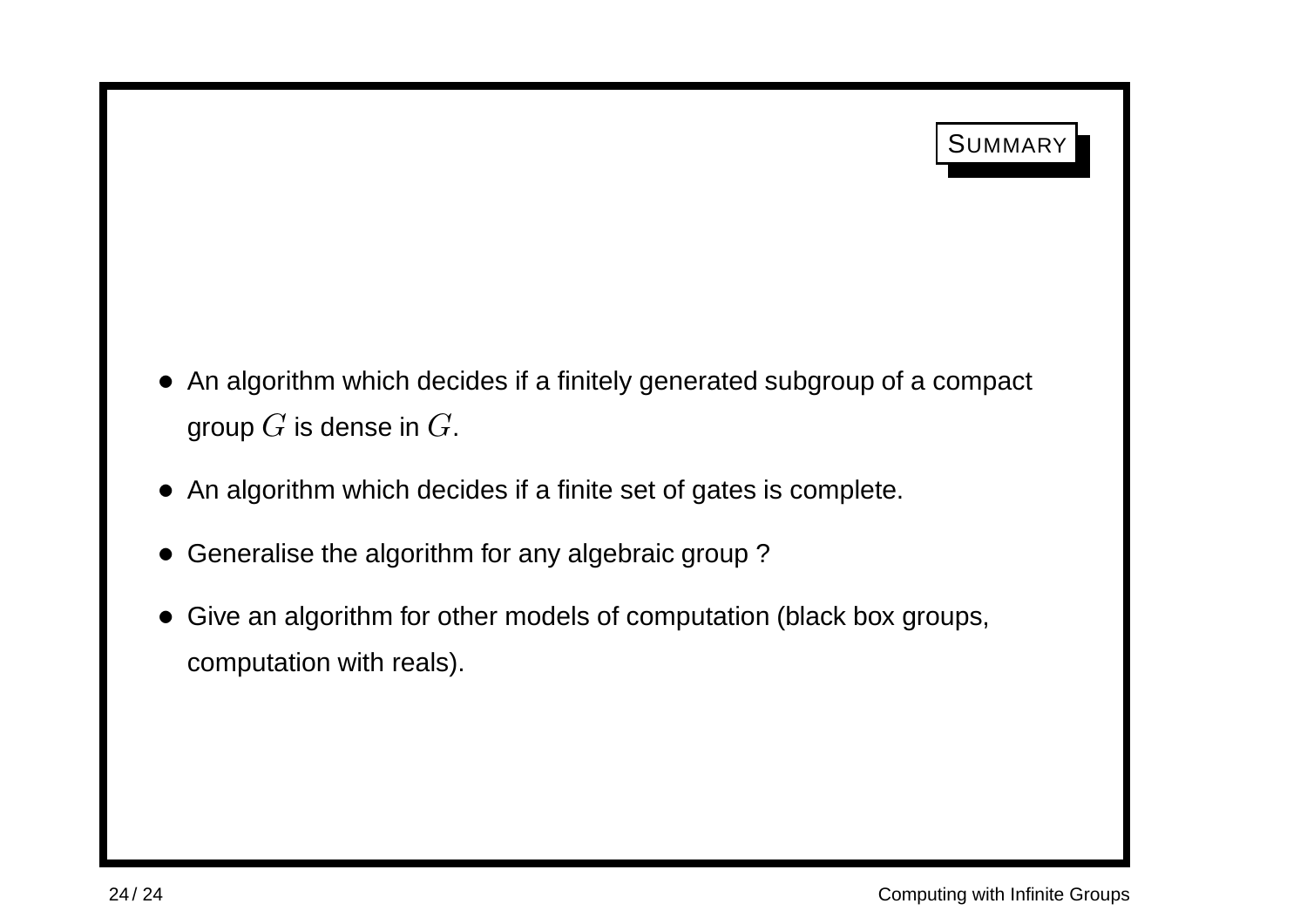## Summary

- An algorithm which decides if a finitely generated subgroup of a compact group $G$ is dense in $G$.
- An algorithm which decides if a finite set of gates is complete.
- Generalise the algorithm for any algebraic group ?
- Give an algorithm for other models of computation (black box groups, computation with reals).